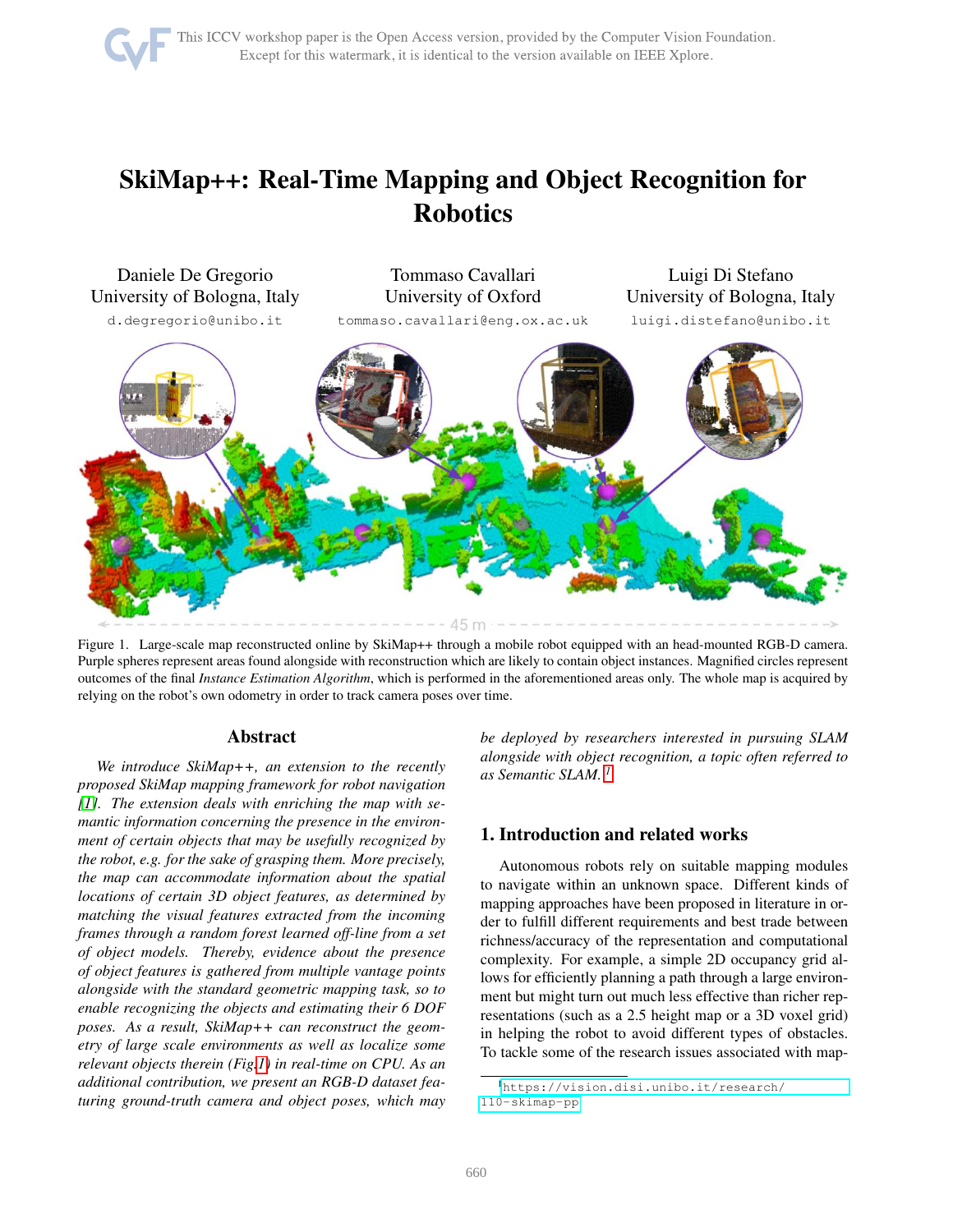# SkiMap++: Real-Time Mapping and Object Recognition for Robotics

Daniele De Gregorio
University of Bologna, Italy
d.degregorio@unibo.it

Tommaso Cavallari
University of Oxford
tommaso.cavallari@eng.ox.ac.uk

Luigi Di Stefano
University of Bologna, Italy
luigi.distefano@unibo.it

Figure 1. Large-scale map reconstructed online by SkiMap++ through a mobile robot equipped with an head-mounted RGB-D camera. Purple spheres represent areas found alongside with reconstruction which are likely to contain object instances. Magnified circles represent outcomes of the final *Instance Estimation Algorithm*, which is performed in the aforementioned areas only. The whole map is acquired by relying on the robot's own odometry in order to track camera poses over time.

## Abstract

*We introduce SkiMap++, an extension to the recently proposed SkiMap mapping framework for robot navigation [1]. The extension deals with enriching the map with semantic information concerning the presence in the environment of certain objects that may be usefully recognized by the robot, e.g. for the sake of grasping them. More precisely, the map can accommodate information about the spatial locations of certain 3D object features, as determined by matching the visual features extracted from the incoming frames through a random forest learned off-line from a set of object models. Thereby, evidence about the presence of object features is gathered from multiple vantage points alongside with the standard geometric mapping task, so to enable recognizing the objects and estimating their 6 DOF poses. As a result, SkiMap++ can reconstruct the geometry of large scale environments as well as localize some relevant objects therein (Fig.1) in real-time on CPU. As an additional contribution, we present an RGB-D dataset featuring ground-truth camera and object poses, which may be deployed by researchers interested in pursuing SLAM alongside with object recognition, a topic often referred to as Semantic SLAM.* [1]

## 1. Introduction and related works

Autonomous robots rely on suitable mapping modules to navigate within an unknown space. Different kinds of mapping approaches have been proposed in literature in order to fulfill different requirements and best trade between richness/accuracy of the representation and computational complexity. For example, a simple 2D occupancy grid allows for efficiently planning a path through a large environment but might turn out much less effective than richer representations (such as a 2.5 height map or a 3D voxel grid) in helping the robot to avoid different types of obstacles. To tackle some of the research issues associated with map-

[1] https://vision.disi.unibo.it/research/110-skimap-pp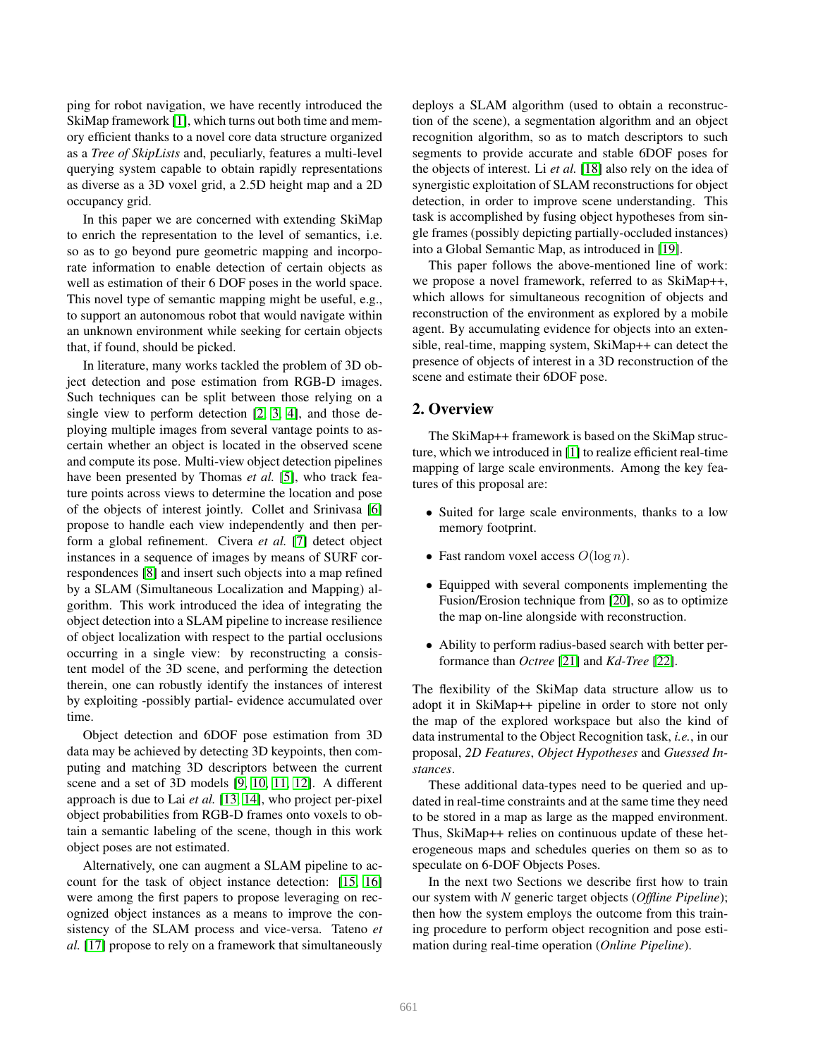ping for robot navigation, we have recently introduced the SkiMap framework [1], which turns out both time and memory efficient thanks to a novel core data structure organized as a *Tree of SkipLists* and, peculiarly, features a multi-level querying system capable to obtain rapidly representations as diverse as a 3D voxel grid, a 2.5D height map and a 2D occupancy grid.

In this paper we are concerned with extending SkiMap to enrich the representation to the level of semantics, i.e. so as to go beyond pure geometric mapping and incorporate information to enable detection of certain objects as well as estimation of their 6 DOF poses in the world space. This novel type of semantic mapping might be useful, e.g., to support an autonomous robot that would navigate within an unknown environment while seeking for certain objects that, if found, should be picked.

In literature, many works tackled the problem of 3D object detection and pose estimation from RGB-D images. Such techniques can be split between those relying on a single view to perform detection [2, 3, 4], and those deploying multiple images from several vantage points to ascertain whether an object is located in the observed scene and compute its pose. Multi-view object detection pipelines have been presented by Thomas *et al.* [5], who track feature points across views to determine the location and pose of the objects of interest jointly. Collet and Srinivasa [6] propose to handle each view independently and then perform a global refinement. Civera *et al.* [7] detect object instances in a sequence of images by means of SURF correspondences [8] and insert such objects into a map refined by a SLAM (Simultaneous Localization and Mapping) algorithm. This work introduced the idea of integrating the object detection into a SLAM pipeline to increase resilience of object localization with respect to the partial occlusions occurring in a single view: by reconstructing a consistent model of the 3D scene, and performing the detection therein, one can robustly identify the instances of interest by exploiting -possibly partial- evidence accumulated over time.

Object detection and 6DOF pose estimation from 3D data may be achieved by detecting 3D keypoints, then computing and matching 3D descriptors between the current scene and a set of 3D models [9, 10, 11, 12]. A different approach is due to Lai *et al.* [13, 14], who project per-pixel object probabilities from RGB-D frames onto voxels to obtain a semantic labeling of the scene, though in this work object poses are not estimated.

Alternatively, one can augment a SLAM pipeline to account for the task of object instance detection: [15, 16] were among the first papers to propose leveraging on recognized object instances as a means to improve the consistency of the SLAM process and vice-versa. Tateno *et al.* [17] propose to rely on a framework that simultaneously deploys a SLAM algorithm (used to obtain a reconstruction of the scene), a segmentation algorithm and an object recognition algorithm, so as to match descriptors to such segments to provide accurate and stable 6DOF poses for the objects of interest. Li *et al.* [18] also rely on the idea of synergistic exploitation of SLAM reconstructions for object detection, in order to improve scene understanding. This task is accomplished by fusing object hypotheses from single frames (possibly depicting partially-occluded instances) into a Global Semantic Map, as introduced in [19].

This paper follows the above-mentioned line of work: we propose a novel framework, referred to as SkiMap++, which allows for simultaneous recognition of objects and reconstruction of the environment as explored by a mobile agent. By accumulating evidence for objects into an extensible, real-time, mapping system, SkiMap++ can detect the presence of objects of interest in a 3D reconstruction of the scene and estimate their 6DOF pose.

## 2. Overview

The SkiMap++ framework is based on the SkiMap structure, which we introduced in [1] to realize efficient real-time mapping of large scale environments. Among the key features of this proposal are:

- Suited for large scale environments, thanks to a low memory footprint.
- Fast random voxel access $O(\log n)$.
- Equipped with several components implementing the Fusion/Erosion technique from [20], so as to optimize the map on-line alongside with reconstruction.
- Ability to perform radius-based search with better performance than *Octree* [21] and *Kd-Tree* [22].

The flexibility of the SkiMap data structure allow us to adopt it in SkiMap++ pipeline in order to store not only the map of the explored workspace but also the kind of data instrumental to the Object Recognition task, *i.e.*, in our proposal, *2D Features*, *Object Hypotheses* and *Guessed Instances*.

These additional data-types need to be queried and updated in real-time constraints and at the same time they need to be stored in a map as large as the mapped environment. Thus, SkiMap++ relies on continuous update of these heterogeneous maps and schedules queries on them so as to speculate on 6-DOF Objects Poses.

In the next two Sections we describe first how to train our system with *N* generic target objects (*Offline Pipeline*); then how the system employs the outcome from this training procedure to perform object recognition and pose estimation during real-time operation (*Online Pipeline*).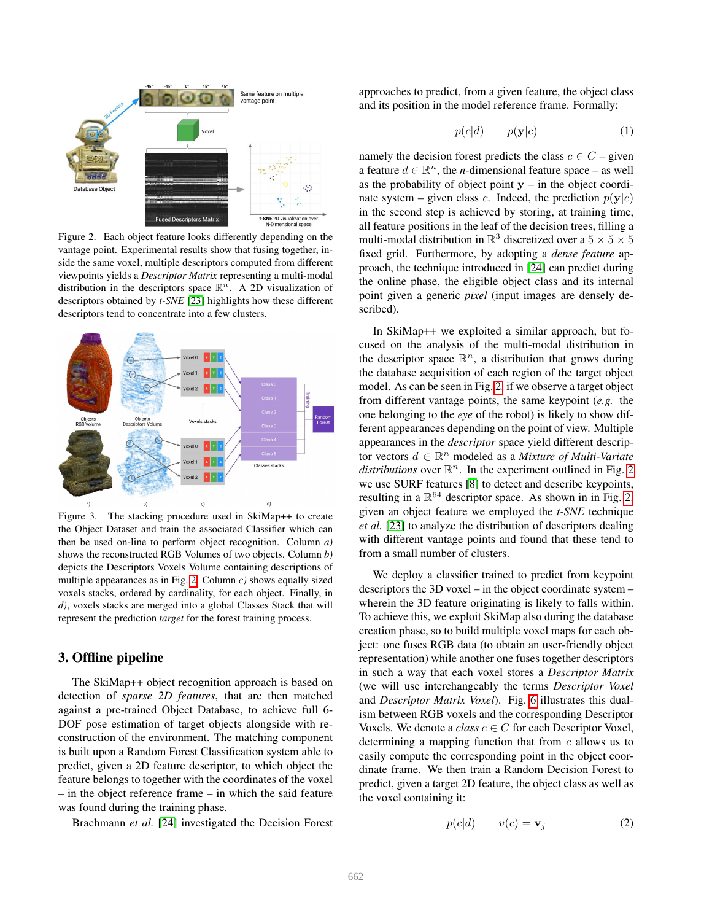Figure 2. Each object feature looks differently depending on the vantage point. Experimental results show that fusing together, inside the same voxel, multiple descriptors computed from different viewpoints yields a *Descriptor Matrix* representing a multi-modal distribution in the descriptors space $\mathbb{R}^n$. A 2D visualization of descriptors obtained by *t-SNE* [23] highlights how these different descriptors tend to concentrate into a few clusters.

Figure 3. The stacking procedure used in SkiMap++ to create the Object Dataset and train the associated Classifier which can then be used on-line to perform object recognition. Column *a)* shows the reconstructed RGB Volumes of two objects. Column *b)* depicts the Descriptors Voxels Volume containing descriptions of multiple appearances as in Fig. 2. Column *c)* shows equally sized voxels stacks, ordered by cardinality, for each object. Finally, in *d)*, voxels stacks are merged into a global Classes Stack that will represent the prediction *target* for the forest training process.

## 3. Offline pipeline

The SkiMap++ object recognition approach is based on detection of *sparse 2D features*, that are then matched against a pre-trained Object Database, to achieve full 6-DOF pose estimation of target objects alongside with reconstruction of the environment. The matching component is built upon a Random Forest Classification system able to predict, given a 2D feature descriptor, to which object the feature belongs to together with the coordinates of the voxel – in the object reference frame – in which the said feature was found during the training phase.

Brachmann *et al.* [24] investigated the Decision Forest approaches to predict, from a given feature, the object class and its position in the model reference frame. Formally:

$$p(c|d) \qquad p(\mathbf{y}|c) \tag{1}$$

namely the decision forest predicts the class $c \in C$ – given a feature $d \in \mathbb{R}^n$, the $n$-dimensional feature space – as well as the probability of object point $\mathbf{y}$ – in the object coordinate system – given class $c$. Indeed, the prediction $p(\mathbf{y}|c)$ in the second step is achieved by storing, at training time, all feature positions in the leaf of the decision trees, filling a multi-modal distribution in $\mathbb{R}^3$ discretized over a $5 \times 5 \times 5$ fixed grid. Furthermore, by adopting a *dense feature* approach, the technique introduced in [24] can predict during the online phase, the eligible object class and its internal point given a generic *pixel* (input images are densely described).

In SkiMap++ we exploited a similar approach, but focused on the analysis of the multi-modal distribution in the descriptor space $\mathbb{R}^n$, a distribution that grows during the database acquisition of each region of the target object model. As can be seen in Fig. 2, if we observe a target object from different vantage points, the same keypoint (*e.g.* the one belonging to the *eye* of the robot) is likely to show different appearances depending on the point of view. Multiple appearances in the *descriptor* space yield different descriptor vectors $d \in \mathbb{R}^n$ modeled as a *Mixture of Multi-Variate distributions* over $\mathbb{R}^n$. In the experiment outlined in Fig. 2 we use SURF features [8] to detect and describe keypoints, resulting in a $\mathbb{R}^{64}$ descriptor space. As shown in in Fig. 2, given an object feature we employed the *t-SNE* technique *et al.* [23] to analyze the distribution of descriptors dealing with different vantage points and found that these tend to from a small number of clusters.

We deploy a classifier trained to predict from keypoint descriptors the 3D voxel – in the object coordinate system – wherein the 3D feature originating is likely to falls within. To achieve this, we exploit SkiMap also during the database creation phase, so to build multiple voxel maps for each object: one fuses RGB data (to obtain an user-friendly object representation) while another one fuses together descriptors in such a way that each voxel stores a *Descriptor Matrix* (we will use interchangeably the terms *Descriptor Voxel* and *Descriptor Matrix Voxel*). Fig. 6 illustrates this dualism between RGB voxels and the corresponding Descriptor Voxels. We denote a *class* $c \in C$ for each Descriptor Voxel, determining a mapping function that from $c$ allows us to easily compute the corresponding point in the object coordinate frame. We then train a Random Decision Forest to predict, given a target 2D feature, the object class as well as the voxel containing it:

$$p(c|d) \qquad v(c) = \mathbf{v}_j \tag{2}$$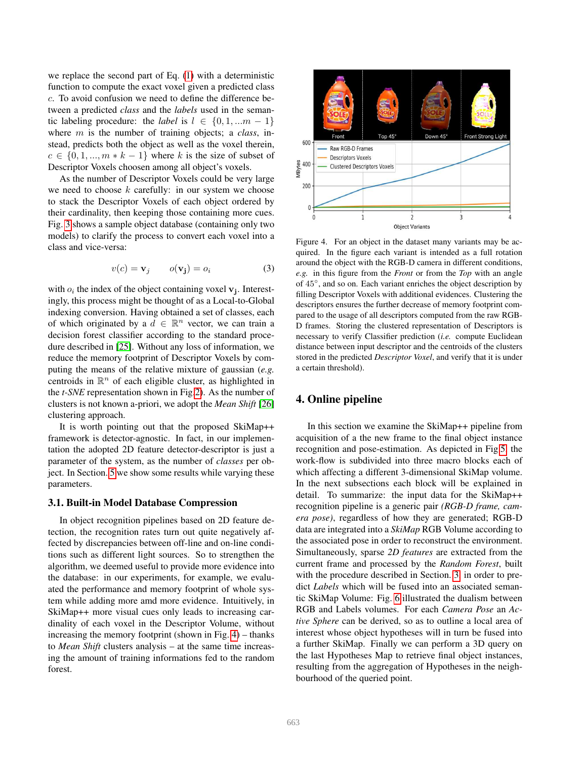we replace the second part of Eq. (1) with a deterministic function to compute the exact voxel given a predicted class $c$. To avoid confusion we need to define the difference between a predicted *class* and the *labels* used in the semantic labeling procedure: the *label* is $l \in \{0, 1, ...m-1\}$ where $m$ is the number of training objects; a *class*, instead, predicts both the object as well as the voxel therein, $c \in \{0, 1, ..., m*k-1\}$ where $k$ is the size of subset of Descriptor Voxels choosen among all object's voxels.

As the number of Descriptor Voxels could be very large we need to choose $k$ carefully: in our system we choose to stack the Descriptor Voxels of each object ordered by their cardinality, then keeping those containing more cues. Fig. 3 shows a sample object database (containing only two models) to clarify the process to convert each voxel into a class and vice-versa:

$$v(c) = \mathbf{v}_j \qquad o(\mathbf{v_j}) = o_i \tag{3}$$

with $o_i$ the index of the object containing voxel $\mathbf{v_j}$. Interestingly, this process might be thought of as a Local-to-Global indexing conversion. Having obtained a set of classes, each of which originated by a $d \in \mathbb{R}^n$ vector, we can train a decision forest classifier according to the standard procedure described in [25]. Without any loss of information, we reduce the memory footprint of Descriptor Voxels by computing the means of the relative mixture of gaussian (*e.g.* centroids in $\mathbb{R}^n$ of each eligible cluster, as highlighted in the *t-SNE* representation shown in Fig.2). As the number of clusters is not known a-priori, we adopt the *Mean Shift* [26] clustering approach.

It is worth pointing out that the proposed SkiMap++ framework is detector-agnostic. In fact, in our implementation the adopted 2D feature detector-descriptor is just a parameter of the system, as the number of *classes* per object. In Section. 5 we show some results while varying these parameters.

### 3.1. Built-in Model Database Compression

In object recognition pipelines based on 2D feature detection, the recognition rates turn out quite negatively affected by discrepancies between off-line and on-line conditions such as different light sources. So to strengthen the algorithm, we deemed useful to provide more evidence into the database: in our experiments, for example, we evaluated the performance and memory footprint of whole system while adding more amd more evidence. Intuitively, in SkiMap++ more visual cues only leads to increasing cardinality of each voxel in the Descriptor Volume, without increasing the memory footprint (shown in Fig. 4) – thanks to *Mean Shift* clusters analysis – at the same time increasing the amount of training informations fed to the random forest.

Figure 4. For an object in the dataset many variants may be acquired. In the figure each variant is intended as a full rotation around the object with the RGB-D camera in different conditions, *e.g.* in this figure from the *Front* or from the *Top* with an angle of $45°$, and so on. Each variant enriches the object description by filling Descriptor Voxels with additional evidences. Clustering the descriptors ensures the further decrease of memory footprint compared to the usage of all descriptors computed from the raw RGB-D frames. Storing the clustered representation of Descriptors is necessary to verify Classifier prediction (*i.e.* compute Euclidean distance between input descriptor and the centroids of the clusters stored in the predicted *Descriptor Voxel*, and verify that it is under a certain threshold).

## 4. Online pipeline

In this section we examine the SkiMap++ pipeline from acquisition of a the new frame to the final object instance recognition and pose-estimation. As depicted in Fig 5, the work-flow is subdivided into three macro blocks each of which affecting a different 3-dimensional SkiMap volume. In the next subsections each block will be explained in detail. To summarize: the input data for the SkiMap++ recognition pipeline is a generic pair *(RGB-D frame, camera pose)*, regardless of how they are generated; RGB-D data are integrated into a *SkiMap* RGB Volume according to the associated pose in order to reconstruct the environment. Simultaneously, sparse *2D features* are extracted from the current frame and processed by the *Random Forest*, built with the procedure described in Section. 3 in order to predict *Labels* which will be fused into an associated semantic SkiMap Volume: Fig. 6 illustrated the dualism between RGB and Labels volumes. For each *Camera Pose* an *Active Sphere* can be derived, so as to outline a local area of interest whose object hypotheses will in turn be fused into a further SkiMap. Finally we can perform a 3D query on the last Hypotheses Map to retrieve final object instances, resulting from the aggregation of Hypotheses in the neighbourhood of the queried point.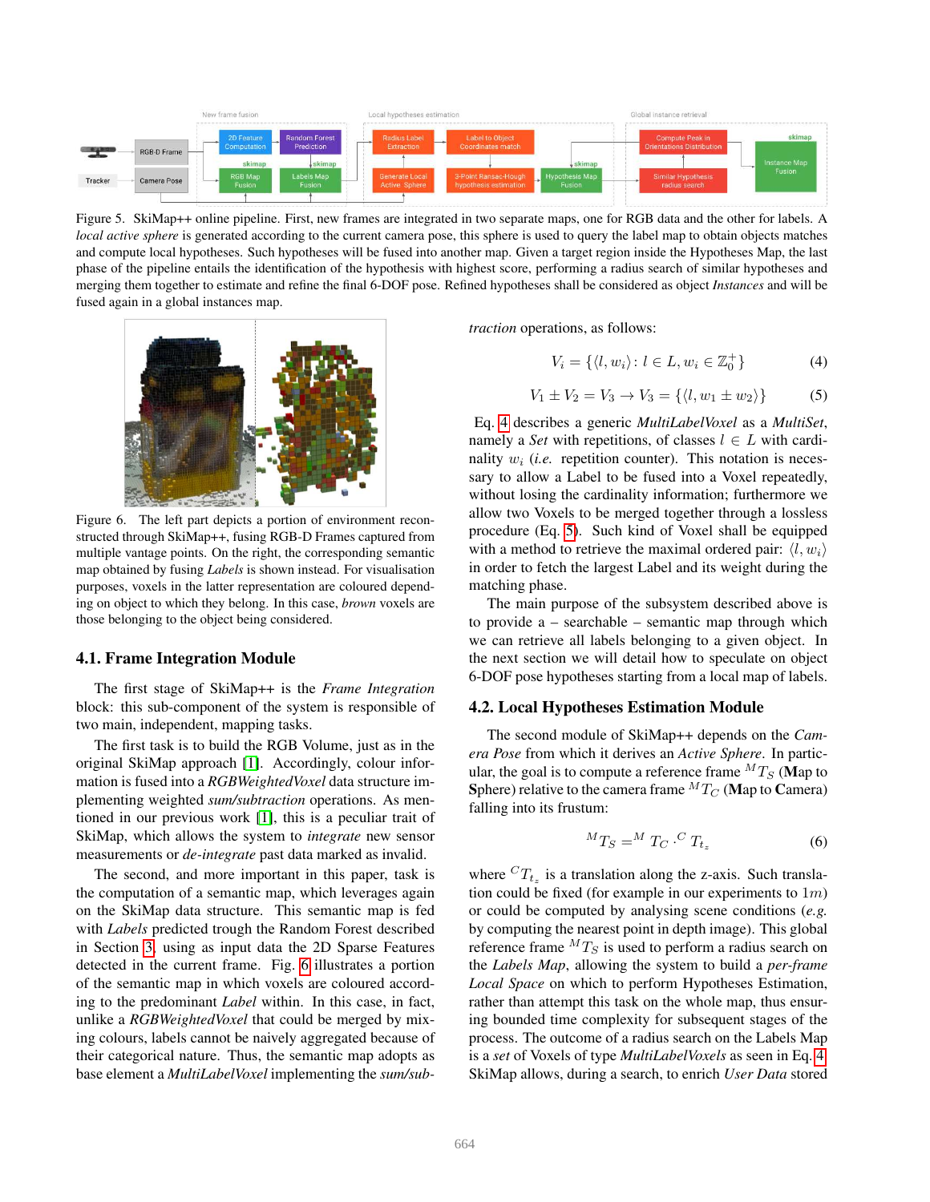Figure 5. SkiMap++ online pipeline. First, new frames are integrated in two separate maps, one for RGB data and the other for labels. A *local active sphere* is generated according to the current camera pose, this sphere is used to query the label map to obtain objects matches and compute local hypotheses. Such hypotheses will be fused into another map. Given a target region inside the Hypotheses Map, the last phase of the pipeline entails the identification of the hypothesis with highest score, performing a radius search of similar hypotheses and merging them together to estimate and refine the final 6-DOF pose. Refined hypotheses shall be considered as object *Instances* and will be fused again in a global instances map.

Figure 6. The left part depicts a portion of environment reconstructed through SkiMap++, fusing RGB-D Frames captured from multiple vantage points. On the right, the corresponding semantic map obtained by fusing *Labels* is shown instead. For visualisation purposes, voxels in the latter representation are coloured depending on object to which they belong. In this case, *brown* voxels are those belonging to the object being considered.

### 4.1. Frame Integration Module

The first stage of SkiMap++ is the *Frame Integration* block: this sub-component of the system is responsible of two main, independent, mapping tasks.

The first task is to build the RGB Volume, just as in the original SkiMap approach [1]. Accordingly, colour information is fused into a *RGBWeightedVoxel* data structure implementing weighted *sum/subtraction* operations. As mentioned in our previous work [1], this is a peculiar trait of SkiMap, which allows the system to *integrate* new sensor measurements or *de-integrate* past data marked as invalid.

The second, and more important in this paper, task is the computation of a semantic map, which leverages again on the SkiMap data structure. This semantic map is fed with *Labels* predicted trough the Random Forest described in Section 3, using as input data the 2D Sparse Features detected in the current frame. Fig. 6 illustrates a portion of the semantic map in which voxels are coloured according to the predominant *Label* within. In this case, in fact, unlike a *RGBWeightedVoxel* that could be merged by mixing colours, labels cannot be naively aggregated because of their categorical nature. Thus, the semantic map adopts as base element a *MultiLabelVoxel* implementing the *sum/subtraction* operations, as follows:

$$V_i = \{\langle l, w_i \rangle : l \in L, w_i \in \mathbb{Z}_0^+\} \tag{4}$$

$$V_1 \pm V_2 = V_3 \rightarrow V_3 = \{\langle l, w_1 \pm w_2 \rangle\} \tag{5}$$

Eq. 4 describes a generic *MultiLabelVoxel* as a *MultiSet*, namely a *Set* with repetitions, of classes $l \in L$ with cardinality $w_i$ (*i.e.* repetition counter). This notation is necessary to allow a Label to be fused into a Voxel repeatedly, without losing the cardinality information; furthermore we allow two Voxels to be merged together through a lossless procedure (Eq. 5). Such kind of Voxel shall be equipped with a method to retrieve the maximal ordered pair: $\langle l, w_i \rangle$ in order to fetch the largest Label and its weight during the matching phase.

The main purpose of the subsystem described above is to provide a – searchable – semantic map through which we can retrieve all labels belonging to a given object. In the next section we will detail how to speculate on object 6-DOF pose hypotheses starting from a local map of labels.

### 4.2. Local Hypotheses Estimation Module

The second module of SkiMap++ depends on the *Camera Pose* from which it derives an *Active Sphere*. In particular, the goal is to compute a reference frame ${}^{M}T_{S}$ (**M**ap to **S**phere) relative to the camera frame ${}^{M}T_{C}$ (**M**ap to **C**amera) falling into its frustum:

$${}^{M}T_{S} = {}^{M}T_{C} \cdot {}^{C}T_{t_z} \tag{6}$$

where ${}^{C}T_{t_z}$ is a translation along the z-axis. Such translation could be fixed (for example in our experiments to $1m$) or could be computed by analysing scene conditions (*e.g.* by computing the nearest point in depth image). This global reference frame ${}^{M}T_{S}$ is used to perform a radius search on the *Labels Map*, allowing the system to build a *per-frame Local Space* on which to perform Hypotheses Estimation, rather than attempt this task on the whole map, thus ensuring bounded time complexity for subsequent stages of the process. The outcome of a radius search on the Labels Map is a *set* of Voxels of type *MultiLabelVoxels* as seen in Eq. 4. SkiMap allows, during a search, to enrich *User Data* stored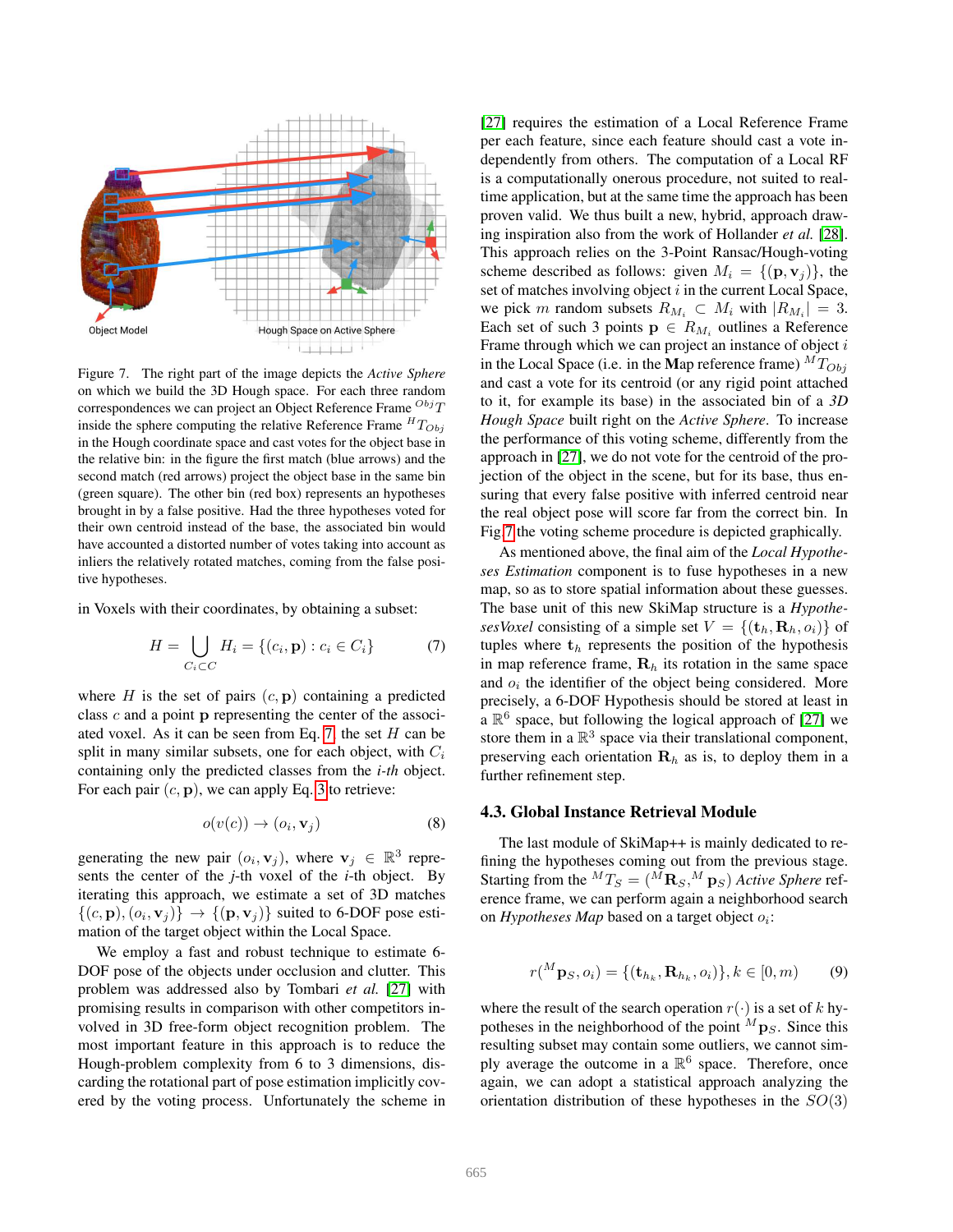Figure 7. The right part of the image depicts the *Active Sphere* on which we build the 3D Hough space. For each three random correspondences we can project an Object Reference Frame ${}^{Obj}T$ inside the sphere computing the relative Reference Frame ${}^{H}T_{Obj}$ in the Hough coordinate space and cast votes for the object base in the relative bin: in the figure the first match (blue arrows) and the second match (red arrows) project the object base in the same bin (green square). The other bin (red box) represents an hypotheses brought in by a false positive. Had the three hypotheses voted for their own centroid instead of the base, the associated bin would have accounted a distorted number of votes taking into account as inliers the relatively rotated matches, coming from the false positive hypotheses.

in Voxels with their coordinates, by obtaining a subset:

$$H = \bigcup_{C_i \subset C} H_i = \{(c_i, \mathbf{p}) : c_i \in C_i\} \tag{7}$$

where $H$ is the set of pairs $(c, \mathbf{p})$ containing a predicted class $c$ and a point $\mathbf{p}$ representing the center of the associated voxel. As it can be seen from Eq. 7, the set $H$ can be split in many similar subsets, one for each object, with $C_i$ containing only the predicted classes from the *i-th* object. For each pair $(c, \mathbf{p})$, we can apply Eq. 3 to retrieve:

$$o(v(c)) \rightarrow (o_i, \mathbf{v}_j) \tag{8}$$

generating the new pair $(o_i, \mathbf{v}_j)$, where $\mathbf{v}_j \in \mathbb{R}^3$ represents the center of the $j$-th voxel of the $i$-th object. By iterating this approach, we estimate a set of 3D matches $\{(c, \mathbf{p}), (o_i, \mathbf{v}_j)\} \rightarrow \{(\mathbf{p}, \mathbf{v}_j)\}$ suited to 6-DOF pose estimation of the target object within the Local Space.

We employ a fast and robust technique to estimate 6-DOF pose of the objects under occlusion and clutter. This problem was addressed also by Tombari *et al.* [27] with promising results in comparison with other competitors involved in 3D free-form object recognition problem. The most important feature in this approach is to reduce the Hough-problem complexity from 6 to 3 dimensions, discarding the rotational part of pose estimation implicitly covered by the voting process. Unfortunately the scheme in [27] requires the estimation of a Local Reference Frame per each feature, since each feature should cast a vote independently from others. The computation of a Local RF is a computationally onerous procedure, not suited to real-time application, but at the same time the approach has been proven valid. We thus built a new, hybrid, approach drawing inspiration also from the work of Hollander *et al.* [28]. This approach relies on the 3-Point Ransac/Hough-voting scheme described as follows: given $M_i = \{(\mathbf{p}, \mathbf{v}_j)\}$, the set of matches involving object $i$ in the current Local Space, we pick $m$ random subsets $R_{M_i} \subset M_i$ with $|R_{M_i}| = 3$. Each set of such 3 points $\mathbf{p} \in R_{M_i}$ outlines a Reference Frame through which we can project an instance of object $i$ in the Local Space (i.e. in the **M**ap reference frame) ${}^{M}T_{Obj}$ and cast a vote for its centroid (or any rigid point attached to it, for example its base) in the associated bin of a *3D Hough Space* built right on the *Active Sphere*. To increase the performance of this voting scheme, differently from the approach in [27], we do not vote for the centroid of the projection of the object in the scene, but for its base, thus ensuring that every false positive with inferred centroid near the real object pose will score far from the correct bin. In Fig 7 the voting scheme procedure is depicted graphically.

As mentioned above, the final aim of the *Local Hypotheses Estimation* component is to fuse hypotheses in a new map, so as to store spatial information about these guesses. The base unit of this new SkiMap structure is a *HypothesesVoxel* consisting of a simple set $V = \{(\mathbf{t}_h, \mathbf{R}_h, o_i)\}$ of tuples where $\mathbf{t}_h$ represents the position of the hypothesis in map reference frame, $\mathbf{R}_h$ its rotation in the same space and $o_i$ the identifier of the object being considered. More precisely, a 6-DOF Hypothesis should be stored at least in a $\mathbb{R}^6$ space, but following the logical approach of [27] we store them in a $\mathbb{R}^3$ space via their translational component, preserving each orientation $\mathbf{R}_h$ as is, to deploy them in a further refinement step.

### 4.3. Global Instance Retrieval Module

The last module of SkiMap++ is mainly dedicated to refining the hypotheses coming out from the previous stage. Starting from the ${}^{M}T_S = ({}^{M}\mathbf{R}_S, {}^{M}\mathbf{p}_S)$ *Active Sphere* reference frame, we can perform again a neighborhood search on *Hypotheses Map* based on a target object $o_i$:

$$r({}^{M}\mathbf{p}_S, o_i) = \{(\mathbf{t}_{h_k}, \mathbf{R}_{h_k}, o_i)\}, k \in [0, m) \tag{9}$$

where the result of the search operation $r(\cdot)$ is a set of $k$ hypotheses in the neighborhood of the point ${}^{M}\mathbf{p}_S$. Since this resulting subset may contain some outliers, we cannot simply average the outcome in a $\mathbb{R}^6$ space. Therefore, once again, we can adopt a statistical approach analyzing the orientation distribution of these hypotheses in the $SO(3)$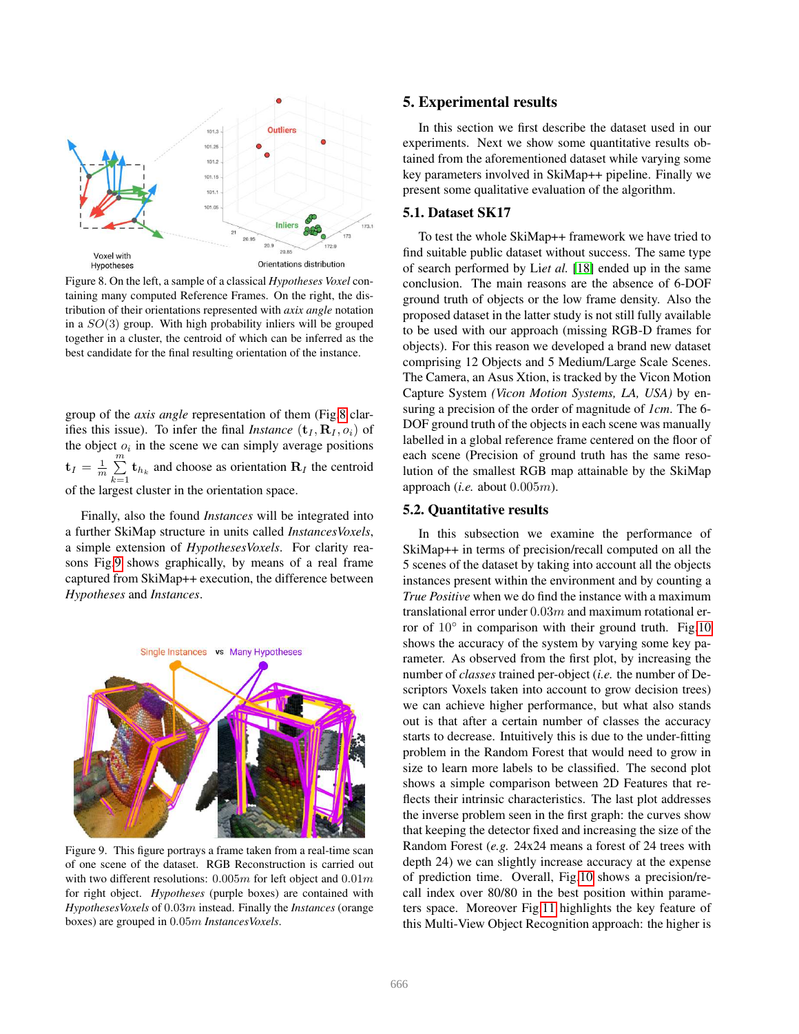Figure 8. On the left, a sample of a classical *Hypotheses Voxel* containing many computed Reference Frames. On the right, the distribution of their orientations represented with *axix angle* notation in a $SO(3)$ group. With high probability inliers will be grouped together in a cluster, the centroid of which can be inferred as the best candidate for the final resulting orientation of the instance.

group of the *axis angle* representation of them (Fig.8 clarifies this issue). To infer the final *Instance* $(\mathbf{t}_I, \mathbf{R}_I, o_i)$ of the object $o_i$ in the scene we can simply average positions $\mathbf{t}_I = \frac{1}{m}\sum_{k=1}^{m} \mathbf{t}_{h_k}$ and choose as orientation $\mathbf{R}_I$ the centroid of the largest cluster in the orientation space.

Finally, also the found *Instances* will be integrated into a further SkiMap structure in units called *InstancesVoxels*, a simple extension of *HypothesesVoxels*. For clarity reasons Fig.9 shows graphically, by means of a real frame captured from SkiMap++ execution, the difference between *Hypotheses* and *Instances*.

Figure 9. This figure portrays a frame taken from a real-time scan of one scene of the dataset. RGB Reconstruction is carried out with two different resolutions: $0.005m$ for left object and $0.01m$ for right object. *Hypotheses* (purple boxes) are contained with *HypothesesVoxels* of $0.03m$ instead. Finally the *Instances* (orange boxes) are grouped in $0.05m$ *InstancesVoxels*.

## 5. Experimental results

In this section we first describe the dataset used in our experiments. Next we show some quantitative results obtained from the aforementioned dataset while varying some key parameters involved in SkiMap++ pipeline. Finally we present some qualitative evaluation of the algorithm.

### 5.1. Dataset SK17

To test the whole SkiMap++ framework we have tried to find suitable public dataset without success. The same type of search performed by Li*et al.* [18] ended up in the same conclusion. The main reasons are the absence of 6-DOF ground truth of objects or the low frame density. Also the proposed dataset in the latter study is not still fully available to be used with our approach (missing RGB-D frames for objects). For this reason we developed a brand new dataset comprising 12 Objects and 5 Medium/Large Scale Scenes. The Camera, an Asus Xtion, is tracked by the Vicon Motion Capture System *(Vicon Motion Systems, LA, USA)* by ensuring a precision of the order of magnitude of *1cm*. The 6-DOF ground truth of the objects in each scene was manually labelled in a global reference frame centered on the floor of each scene (Precision of ground truth has the same resolution of the smallest RGB map attainable by the SkiMap approach (*i.e.* about $0.005m$).

### 5.2. Quantitative results

In this subsection we examine the performance of SkiMap++ in terms of precision/recall computed on all the 5 scenes of the dataset by taking into account all the objects instances present within the environment and by counting a *True Positive* when we do find the instance with a maximum translational error under $0.03m$ and maximum rotational error of $10°$ in comparison with their ground truth. Fig.10 shows the accuracy of the system by varying some key parameter. As observed from the first plot, by increasing the number of *classes* trained per-object (*i.e.* the number of Descriptors Voxels taken into account to grow decision trees) we can achieve higher performance, but what also stands out is that after a certain number of classes the accuracy starts to decrease. Intuitively this is due to the under-fitting problem in the Random Forest that would need to grow in size to learn more labels to be classified. The second plot shows a simple comparison between 2D Features that reflects their intrinsic characteristics. The last plot addresses the inverse problem seen in the first graph: the curves show that keeping the detector fixed and increasing the size of the Random Forest (*e.g.* 24x24 means a forest of 24 trees with depth 24) we can slightly increase accuracy at the expense of prediction time. Overall, Fig.10 shows a precision/recall index over 80/80 in the best position within parameters space. Moreover Fig.11 highlights the key feature of this Multi-View Object Recognition approach: the higher is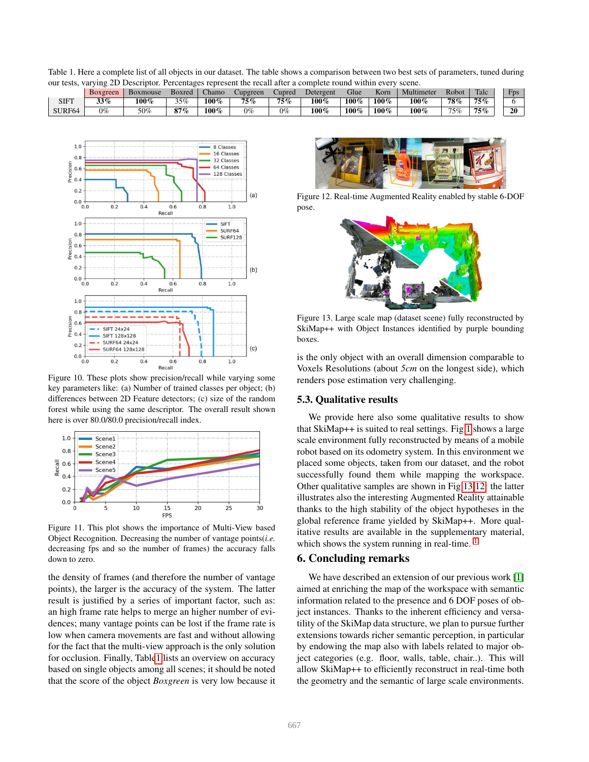Table 1. Here a complete list of all objects in our dataset. The table shows a comparison between two best sets of parameters, tuned during our tests, varying 2D Descriptor. Percentages represent the recall after a complete round within every scene.

| | Boxgreen | Boxmouse | Boxred | Chamo | Cupgreen | Cupred | Detergent | Glue | Korn | Multimeter | Robot | Talc | Fps |
|---|---|---|---|---|---|---|---|---|---|---|---|---|---|
| SIFT | **33%** | **100%** | 35% | **100%** | **75%** | **75%** | **100%** | **100%** | **100%** | **100%** | **78%** | **75%** | 6 |
| SURF64 | 0% | 50% | **87%** | **100%** | 0% | 0% | **100%** | **100%** | **100%** | **100%** | 75% | **75%** | **20** |

Figure 10. These plots show precision/recall while varying some key parameters like: (a) Number of trained classes per object; (b) differences between 2D Feature detectors; (c) size of the random forest while using the same descriptor. The overall result shown here is over 80.0/80.0 precision/recall index.

Figure 11. This plot shows the importance of Multi-View based Object Recognition. Decreasing the number of vantage points(*i.e.* decreasing fps and so the number of frames) the accuracy falls down to zero.

the density of frames (and therefore the number of vantage points), the larger is the accuracy of the system. The latter result is justified by a series of important factor, such as: an high frame rate helps to merge an higher number of evidences; many vantage points can be lost if the frame rate is low when camera movements are fast and without allowing for the fact that the multi-view approach is the only solution for occlusion. Finally, Table 1 lists an overview on accuracy based on single objects among all scenes; it should be noted that the score of the object *Boxgreen* is very low because it is the only object with an overall dimension comparable to Voxels Resolutions (about *5cm* on the longest side), which renders pose estimation very challenging.

Figure 12. Real-time Augmented Reality enabled by stable 6-DOF pose.

Figure 13. Large scale map (dataset scene) fully reconstructed by SkiMap++ with Object Instances identified by purple bounding boxes.

## 5.3. Qualitative results

We provide here also some qualitative results to show that SkiMap++ is suited to real settings. Fig 1 shows a large scale environment fully reconstructed by means of a mobile robot based on its odometry system. In this environment we placed some objects, taken from our dataset, and the robot successfully found them while mapping the workspace. Other qualitative samples are shown in Fig 13,12, the latter illustrates also the interesting Augmented Reality attainable thanks to the high stability of the object hypotheses in the global reference frame yielded by SkiMap++. More qualitative results are available in the supplementary material, which shows the system running in real-time. [1]

# 6. Concluding remarks

We have described an extension of our previous work [1] aimed at enriching the map of the workspace with semantic information related to the presence and 6 DOF poses of object instances. Thanks to the inherent efficiency and versatility of the SkiMap data structure, we plan to pursue further extensions towards richer semantic perception, in particular by endowing the map also with labels related to major object categories (e.g. floor, walls, table, chair..). This will allow SkiMap++ to efficiently reconstruct in real-time both the geometry and the semantic of large scale environments.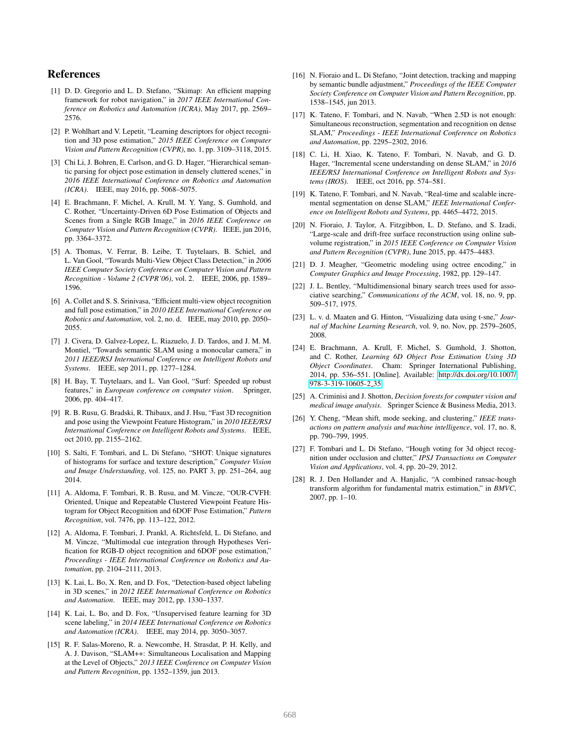# References

[1] D. D. Gregorio and L. D. Stefano, "Skimap: An efficient mapping framework for robot navigation," in *2017 IEEE International Conference on Robotics and Automation (ICRA)*, May 2017, pp. 2569–2576.

[2] P. Wohlhart and V. Lepetit, "Learning descriptors for object recognition and 3D pose estimation," *2015 IEEE Conference on Computer Vision and Pattern Recognition (CVPR)*, no. 1, pp. 3109–3118, 2015.

[3] Chi Li, J. Bohren, E. Carlson, and G. D. Hager, "Hierarchical semantic parsing for object pose estimation in densely cluttered scenes," in *2016 IEEE International Conference on Robotics and Automation (ICRA)*. IEEE, may 2016, pp. 5068–5075.

[4] E. Brachmann, F. Michel, A. Krull, M. Y. Yang, S. Gumhold, and C. Rother, "Uncertainty-Driven 6D Pose Estimation of Objects and Scenes from a Single RGB Image," in *2016 IEEE Conference on Computer Vision and Pattern Recognition (CVPR)*. IEEE, jun 2016, pp. 3364–3372.

[5] A. Thomas, V. Ferrar, B. Leibe, T. Tuytelaars, B. Schiel, and L. Van Gool, "Towards Multi-View Object Class Detection," in *2006 IEEE Computer Society Conference on Computer Vision and Pattern Recognition - Volume 2 (CVPR'06)*, vol. 2. IEEE, 2006, pp. 1589–1596.

[6] A. Collet and S. S. Srinivasa, "Efficient multi-view object recognition and full pose estimation," in *2010 IEEE International Conference on Robotics and Automation*, vol. 2, no. d. IEEE, may 2010, pp. 2050–2055.

[7] J. Civera, D. Galvez-Lopez, L. Riazuelo, J. D. Tardos, and J. M. M. Montiel, "Towards semantic SLAM using a monocular camera," in *2011 IEEE/RSJ International Conference on Intelligent Robots and Systems*. IEEE, sep 2011, pp. 1277–1284.

[8] H. Bay, T. Tuytelaars, and L. Van Gool, "Surf: Speeded up robust features," in *European conference on computer vision*. Springer, 2006, pp. 404–417.

[9] R. B. Rusu, G. Bradski, R. Thibaux, and J. Hsu, "Fast 3D recognition and pose using the Viewpoint Feature Histogram," in *2010 IEEE/RSJ International Conference on Intelligent Robots and Systems*. IEEE, oct 2010, pp. 2155–2162.

[10] S. Salti, F. Tombari, and L. Di Stefano, "SHOT: Unique signatures of histograms for surface and texture description," *Computer Vision and Image Understanding*, vol. 125, no. PART 3, pp. 251–264, aug 2014.

[11] A. Aldoma, F. Tombari, R. B. Rusu, and M. Vincze, "OUR-CVFH: Oriented, Unique and Repeatable Clustered Viewpoint Feature Histogram for Object Recognition and 6DOF Pose Estimation," *Pattern Recognition*, vol. 7476, pp. 113–122, 2012.

[12] A. Aldoma, F. Tombari, J. Prankl, A. Richtsfeld, L. Di Stefano, and M. Vincze, "Multimodal cue integration through Hypotheses Verification for RGB-D object recognition and 6DOF pose estimation," *Proceedings - IEEE International Conference on Robotics and Automation*, pp. 2104–2111, 2013.

[13] K. Lai, L. Bo, X. Ren, and D. Fox, "Detection-based object labeling in 3D scenes," in *2012 IEEE International Conference on Robotics and Automation*. IEEE, may 2012, pp. 1330–1337.

[14] K. Lai, L. Bo, and D. Fox, "Unsupervised feature learning for 3D scene labeling," in *2014 IEEE International Conference on Robotics and Automation (ICRA)*. IEEE, may 2014, pp. 3050–3057.

[15] R. F. Salas-Moreno, R. a. Newcombe, H. Strasdat, P. H. Kelly, and A. J. Davison, "SLAM++: Simultaneous Localisation and Mapping at the Level of Objects," *2013 IEEE Conference on Computer Vision and Pattern Recognition*, pp. 1352–1359, jun 2013.

[16] N. Fioraio and L. Di Stefano, "Joint detection, tracking and mapping by semantic bundle adjustment," *Proceedings of the IEEE Computer Society Conference on Computer Vision and Pattern Recognition*, pp. 1538–1545, jun 2013.

[17] K. Tateno, F. Tombari, and N. Navab, "When 2.5D is not enough: Simultaneous reconstruction, segmentation and recognition on dense SLAM," *Proceedings - IEEE International Conference on Robotics and Automation*, pp. 2295–2302, 2016.

[18] C. Li, H. Xiao, K. Tateno, F. Tombari, N. Navab, and G. D. Hager, "Incremental scene understanding on dense SLAM," in *2016 IEEE/RSJ International Conference on Intelligent Robots and Systems (IROS)*. IEEE, oct 2016, pp. 574–581.

[19] K. Tateno, F. Tombari, and N. Navab, "Real-time and scalable incremental segmentation on dense SLAM," *IEEE International Conference on Intelligent Robots and Systems*, pp. 4465–4472, 2015.

[20] N. Fioraio, J. Taylor, A. Fitzgibbon, L. D. Stefano, and S. Izadi, "Large-scale and drift-free surface reconstruction using online subvolume registration," in *2015 IEEE Conference on Computer Vision and Pattern Recognition (CVPR)*, June 2015, pp. 4475–4483.

[21] D. J. Meagher, "Geometric modeling using octree encoding," in *Computer Graphics and Image Processing*, 1982, pp. 129–147.

[22] J. L. Bentley, "Multidimensional binary search trees used for associative searching," *Communications of the ACM*, vol. 18, no. 9, pp. 509–517, 1975.

[23] L. v. d. Maaten and G. Hinton, "Visualizing data using t-sne," *Journal of Machine Learning Research*, vol. 9, no. Nov, pp. 2579–2605, 2008.

[24] E. Brachmann, A. Krull, F. Michel, S. Gumhold, J. Shotton, and C. Rother, *Learning 6D Object Pose Estimation Using 3D Object Coordinates*. Cham: Springer International Publishing, 2014, pp. 536–551. [Online]. Available: http://dx.doi.org/10.1007/978-3-319-10605-2_35

[25] A. Criminisi and J. Shotton, *Decision forests for computer vision and medical image analysis*. Springer Science & Business Media, 2013.

[26] Y. Cheng, "Mean shift, mode seeking, and clustering," *IEEE transactions on pattern analysis and machine intelligence*, vol. 17, no. 8, pp. 790–799, 1995.

[27] F. Tombari and L. Di Stefano, "Hough voting for 3d object recognition under occlusion and clutter," *IPSJ Transactions on Computer Vision and Applications*, vol. 4, pp. 20–29, 2012.

[28] R. J. Den Hollander and A. Hanjalic, "A combined ransac-hough transform algorithm for fundamental matrix estimation," in *BMVC*, 2007, pp. 1–10.